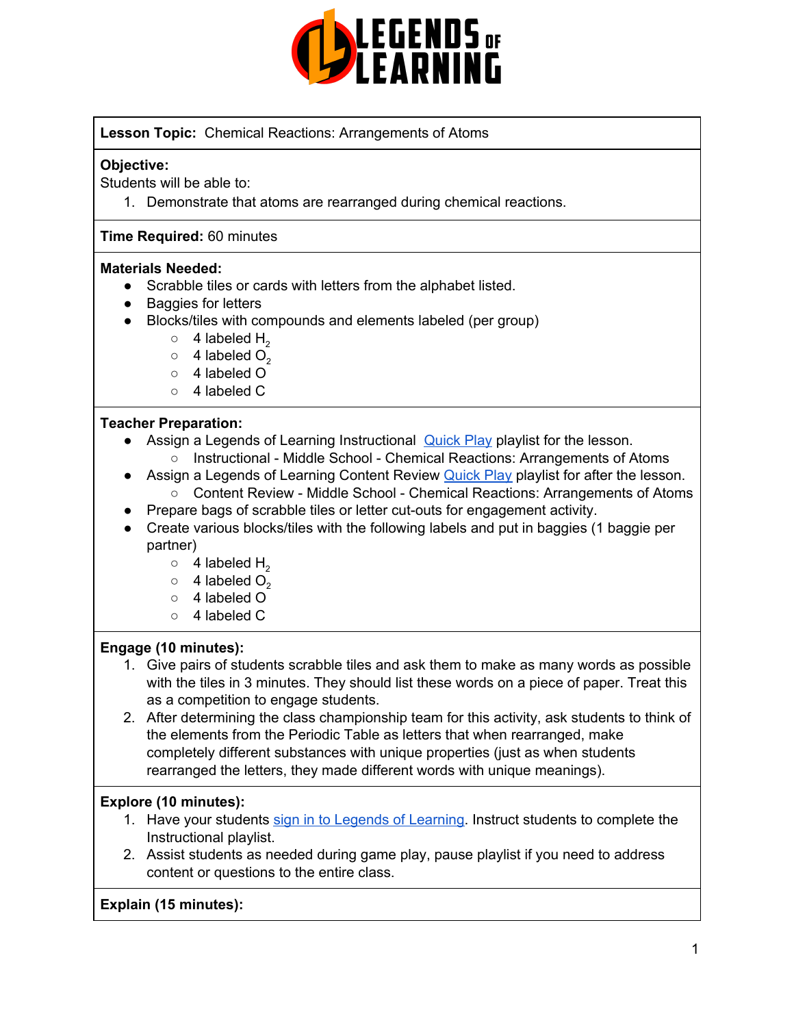**Lesson Topic:** Chemical Reactions: Arrangements of Atoms

**Objective:**
Students will be able to:

1. Demonstrate that atoms are rearranged during chemical reactions.

**Time Required:** 60 minutes

**Materials Needed:**

- Scrabble tiles or cards with letters from the alphabet listed.
- Baggies for letters
- Blocks/tiles with compounds and elements labeled (per group)
  - 4 labeled $H_2$
  - 4 labeled $O_2$
  - 4 labeled O
  - 4 labeled C

**Teacher Preparation:**

- Assign a Legends of Learning Instructional [Quick Play](#) playlist for the lesson.
  - Instructional - Middle School - Chemical Reactions: Arrangements of Atoms
- Assign a Legends of Learning Content Review [Quick Play](#) playlist for after the lesson.
  - Content Review - Middle School - Chemical Reactions: Arrangements of Atoms
- Prepare bags of scrabble tiles or letter cut-outs for engagement activity.
- Create various blocks/tiles with the following labels and put in baggies (1 baggie per partner)
  - 4 labeled $H_2$
  - 4 labeled $O_2$
  - 4 labeled O
  - 4 labeled C

**Engage (10 minutes):**

1. Give pairs of students scrabble tiles and ask them to make as many words as possible with the tiles in 3 minutes. They should list these words on a piece of paper. Treat this as a competition to engage students.
2. After determining the class championship team for this activity, ask students to think of the elements from the Periodic Table as letters that when rearranged, make completely different substances with unique properties (just as when students rearranged the letters, they made different words with unique meanings).

**Explore (10 minutes):**

1. Have your students [sign in to Legends of Learning](#). Instruct students to complete the Instructional playlist.
2. Assist students as needed during game play, pause playlist if you need to address content or questions to the entire class.

**Explain (15 minutes):**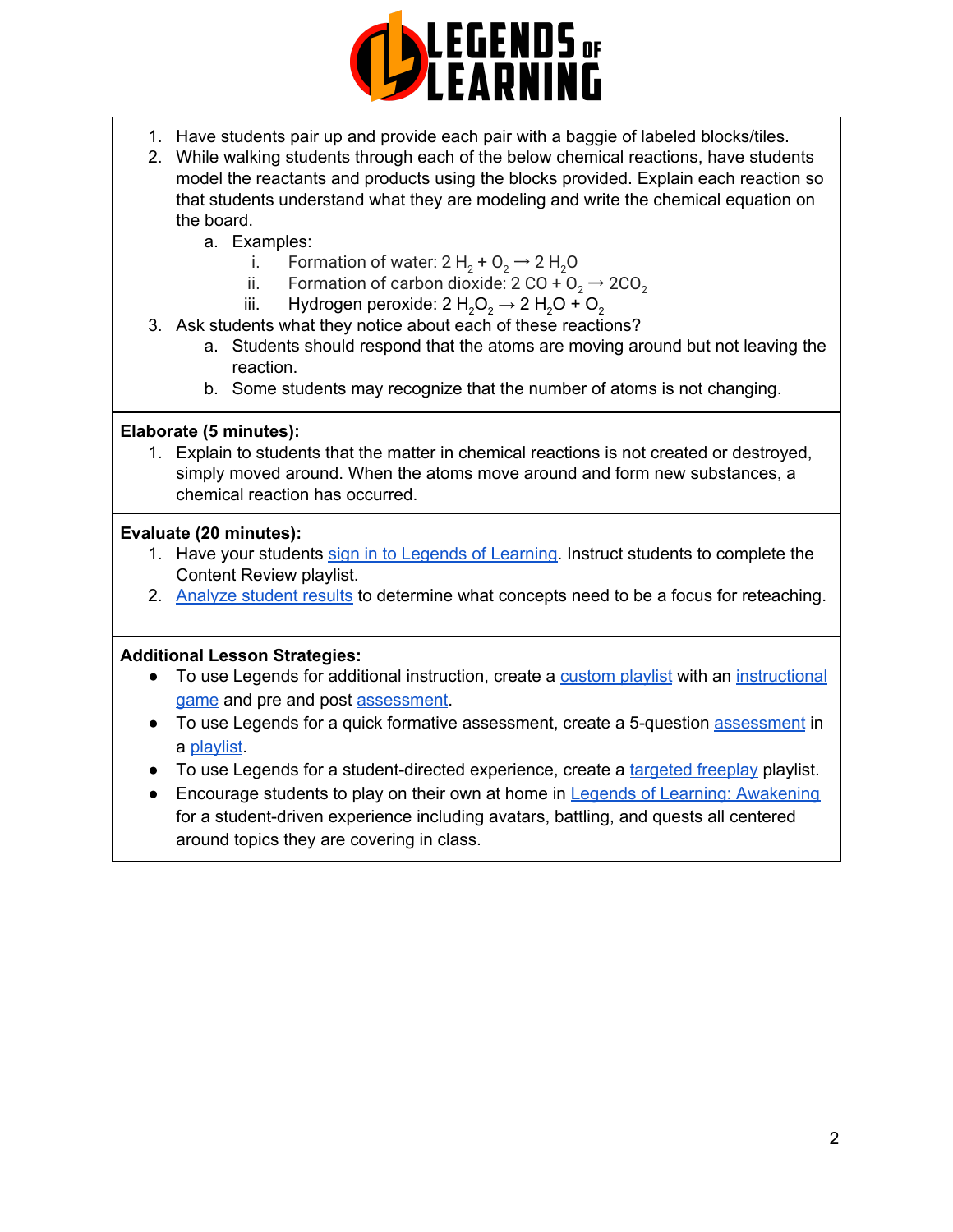1. Have students pair up and provide each pair with a baggie of labeled blocks/tiles.
2. While walking students through each of the below chemical reactions, have students model the reactants and products using the blocks provided. Explain each reaction so that students understand what they are modeling and write the chemical equation on the board.
    a. Examples:
        i. Formation of water: $2\ H_2 + O_2 \rightarrow 2\ H_2O$
        ii. Formation of carbon dioxide: $2\ CO + O_2 \rightarrow 2CO_2$
        iii. Hydrogen peroxide: $2\ H_2O_2 \rightarrow 2\ H_2O + O_2$
3. Ask students what they notice about each of these reactions?
    a. Students should respond that the atoms are moving around but not leaving the reaction.
    b. Some students may recognize that the number of atoms is not changing.

**Elaborate (5 minutes):**

1. Explain to students that the matter in chemical reactions is not created or destroyed, simply moved around. When the atoms move around and form new substances, a chemical reaction has occurred.

**Evaluate (20 minutes):**

1. Have your students sign in to Legends of Learning. Instruct students to complete the Content Review playlist.
2. Analyze student results to determine what concepts need to be a focus for reteaching.

**Additional Lesson Strategies:**

- To use Legends for additional instruction, create a custom playlist with an instructional game and pre and post assessment.
- To use Legends for a quick formative assessment, create a 5-question assessment in a playlist.
- To use Legends for a student-directed experience, create a targeted freeplay playlist.
- Encourage students to play on their own at home in Legends of Learning: Awakening for a student-driven experience including avatars, battling, and quests all centered around topics they are covering in class.